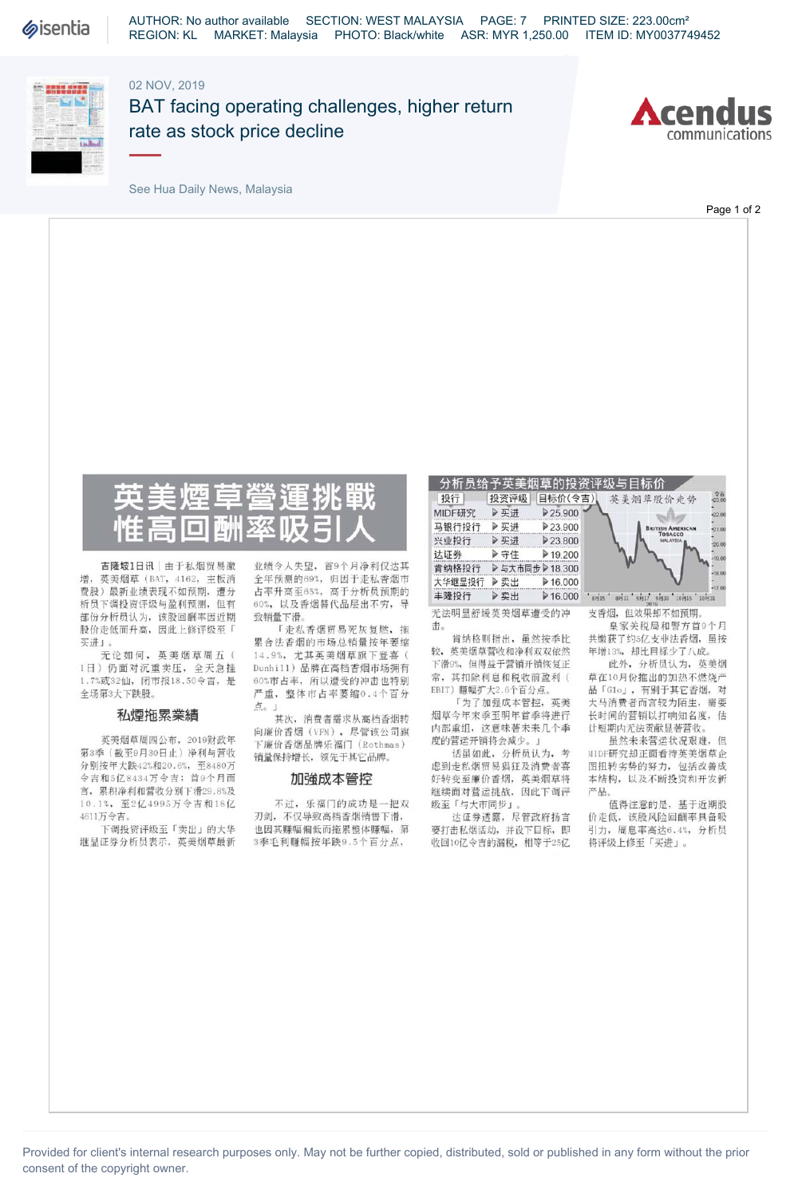02 NOV, 2019

# BAT facing operating challenges, higher return rate as stock price decline

See Hua Daily News, Malaysia

# 英美煙草營運挑戰 性高回酬率吸引人

吉隆坡1日讯｜由于私烟贸易激增，英美烟草（BAT，4162，主板消费股）最新业绩表现不如预期，遭分析员下调投资评级与盈利预测，但有部份分析员认为，该股回酬率因近期股价走低而升高，因此上修评级至「买进」。

无论如何，英美烟草周五（1日）仍面对沉重卖压，全天急挫1.7%或32仙，闭市报18.50令吉，是全场第3大下跌股。

## 私煙拖累業績

英美烟草周四公布，2019财政年第3季（截至9月30日止）净利与营收分别按年大跌42%和20.6%，至8480万令吉和5亿8434万令吉；首9个月而言，累积净利和营收分别下滑29.8%及10.1%，至2亿4995万令吉和18亿4611万令吉。

下调投资评级至「卖出」的大华继显证券分析员表示，英美烟草最新业绩令人失望，首9个月净利仅达其全年预测的69%，归因于走私香烟市占率升高至65%，高于分析员预期的60%，以及香烟替代品层出不穷，导致销量下滑。

「走私香烟贸易死灰复燃，拖累合法香烟的市场总销量按年萎缩14.9%，尤其英美烟草旗下登喜（Dunhill）品牌在高档香烟市场拥有60%市占率，所以遭受的冲击也特别严重，整体市占率萎缩0.4个百分点。」

其次，消费者需求从高档香烟转向廉价香烟（VFM），尽管该公司旗下廉价香烟品牌乐福门（Rothmas）销量保持增长，领先于其它品牌。

## 加強成本管控

不过，乐福门的成功是一把双刃剑，不仅导致高档香烟销售下滑，也因其赚幅偏低而拖累整体赚幅，第3季毛利赚幅按年跌9.5个百分点，

## 分析员给予英美烟草的投资评级与目标价

| 投行 | 投资评级 | 目标价（令吉） |
|---|---|---|
| MIDF研究 | 买进 | 25.900 |
| 马银行投行 | 买进 | 23.900 |
| 兴业投行 | 买进 | 23.800 |
| 达证券 | 守住 | 19.200 |
| 肯纳格投行 | 与大市同步 | 18.300 |
| 大华继显投行 | 卖出 | 16.000 |
| 丰隆投行 | 卖出 | 16.000 |

英美烟草股价走势

无法明显舒缓英美烟草遭受的冲击。

肯纳格则指出，虽然按季比较，英美烟草营收和净利双双依然下滑9%，但得益于营销开销恢复正常，其扣除利息和税收前盈利（EBIT）赚幅扩大2.6个百分点。

「为了加强成本管控，英美烟草今年末季至明年首季将进行内部重组，这意味着未来几个季度的营运开销将会减少。」

话虽如此，分析员认为，考虑到走私烟贸易猖狂及消费者喜好转变至廉价香烟，英美烟草将继续面对营运挑战，因此下调评级至「与大市同步」。

达证券透露，尽管政府扬言要打击私烟活动，并设下目标，即收回10亿令吉的漏税，相等于25亿支香烟，但效果却不如预期。

皇家关税局和警方首9个月共缴获了约5亿支非法香烟，虽按年增13%，却比目标少了八成。

此外，分析员认为，英美烟草在10月份推出的加热不燃烧产品「Glo」，有别于其它香烟，对大马消费者而言较为陌生，需要长时间的营销以打响知名度，估计短期内无法贡献显著营收。

虽然未来营运状况艰难，但MIDF研究却正面看待英美烟草企图扭转劣势的努力，包括改善成本结构，以及不断投资和开发新产品。

值得注意的是，基于近期股价走低，该股风险回酬率具备吸引力，周息率高达6.4%，分析员将评级上修至「买进」。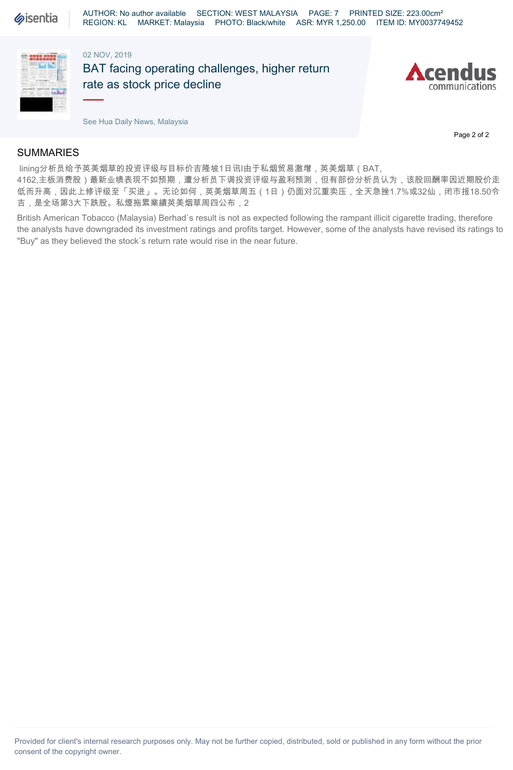AUTHOR: No author available SECTION: WEST MALAYSIA PAGE: 7 PRINTED SIZE: 223.00cm²
REGION: KL MARKET: Malaysia PHOTO: Black/white ASR: MYR 1,250.00 ITEM ID: MY0037749452

02 NOV, 2019

# BAT facing operating challenges, higher return rate as stock price decline

See Hua Daily News, Malaysia

## SUMMARIES

lining分析员给予英美烟草的投资评级与目标价吉隆坡1日讯l由于私烟贸易激增，英美烟草（BAT, 4162,主板消费股）最新业绩表现不如预期，遭分析员下调投资评级与盈利预测，但有部份分析员认为，该股回酬率因近期股价走低而升高，因此上修评级至「买进」。无论如何，英美烟草周五（1日）仍面对沉重卖压，全天急挫1.7%或32仙，闭市报18.50令吉，是全场第3大下跌股。私煙拖累業績英美烟草周四公布，2

British American Tobacco (Malaysia) Berhad`s result is not as expected following the rampant illicit cigarette trading, therefore the analysts have downgraded its investment ratings and profits target. However, some of the analysts have revised its ratings to "Buy" as they believed the stock`s return rate would rise in the near future.

Provided for client's internal research purposes only. May not be further copied, distributed, sold or published in any form without the prior consent of the copyright owner.